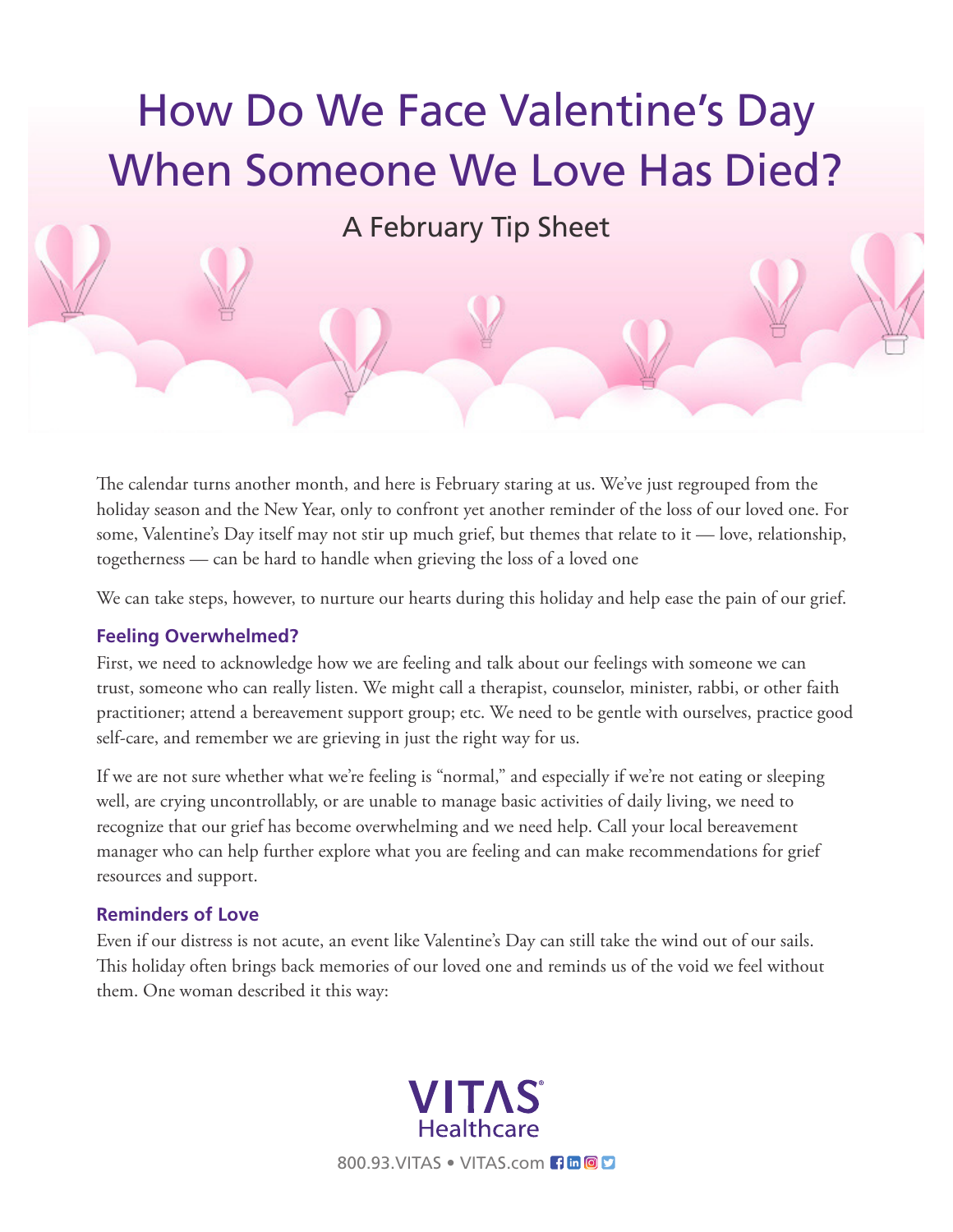# How Do We Face Valentine's Day When Someone We Love Has Died?

## A February Tip Sheet

The calendar turns another month, and here is February staring at us. We've just regrouped from the holiday season and the New Year, only to confront yet another reminder of the loss of our loved one. For some, Valentine's Day itself may not stir up much grief, but themes that relate to it — love, relationship, togetherness — can be hard to handle when grieving the loss of a loved one

We can take steps, however, to nurture our hearts during this holiday and help ease the pain of our grief.

### Feeling Overwhelmed?

First, we need to acknowledge how we are feeling and talk about our feelings with someone we can trust, someone who can really listen. We might call a therapist, counselor, minister, rabbi, or other faith practitioner; attend a bereavement support group; etc. We need to be gentle with ourselves, practice good self-care, and remember we are grieving in just the right way for us.

If we are not sure whether what we're feeling is "normal," and especially if we're not eating or sleeping well, are crying uncontrollably, or are unable to manage basic activities of daily living, we need to recognize that our grief has become overwhelming and we need help. Call your local bereavement manager who can help further explore what you are feeling and can make recommendations for grief resources and support.

### Reminders of Love

Even if our distress is not acute, an event like Valentine's Day can still take the wind out of our sails. This holiday often brings back memories of our loved one and reminds us of the void we feel without them. One woman described it this way:

VITAS Healthcare

800.93.VITAS • VITAS.com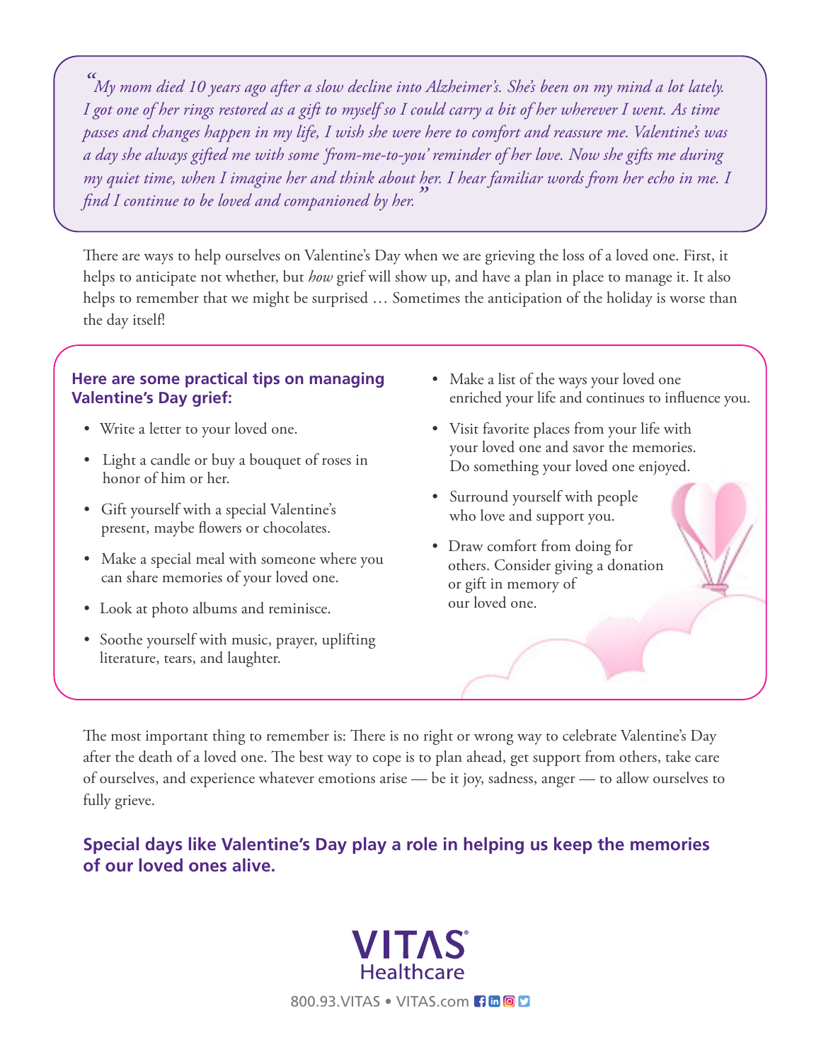*"My mom died 10 years ago after a slow decline into Alzheimer's. She's been on my mind a lot lately. I got one of her rings restored as a gift to myself so I could carry a bit of her wherever I went. As time passes and changes happen in my life, I wish she were here to comfort and reassure me. Valentine's was a day she always gifted me with some 'from-me-to-you' reminder of her love. Now she gifts me during my quiet time, when I imagine her and think about her. I hear familiar words from her echo in me. I find I continue to be loved and companioned by her."*

There are ways to help ourselves on Valentine's Day when we are grieving the loss of a loved one. First, it helps to anticipate not whether, but *how* grief will show up, and have a plan in place to manage it. It also helps to remember that we might be surprised … Sometimes the anticipation of the holiday is worse than the day itself!

**Here are some practical tips on managing Valentine's Day grief:**

- Write a letter to your loved one.
- Light a candle or buy a bouquet of roses in honor of him or her.
- Gift yourself with a special Valentine's present, maybe flowers or chocolates.
- Make a special meal with someone where you can share memories of your loved one.
- Look at photo albums and reminisce.
- Soothe yourself with music, prayer, uplifting literature, tears, and laughter.
- Make a list of the ways your loved one enriched your life and continues to influence you.
- Visit favorite places from your life with your loved one and savor the memories. Do something your loved one enjoyed.
- Surround yourself with people who love and support you.
- Draw comfort from doing for others. Consider giving a donation or gift in memory of our loved one.

The most important thing to remember is: There is no right or wrong way to celebrate Valentine's Day after the death of a loved one. The best way to cope is to plan ahead, get support from others, take care of ourselves, and experience whatever emotions arise — be it joy, sadness, anger — to allow ourselves to fully grieve.

**Special days like Valentine's Day play a role in helping us keep the memories of our loved ones alive.**

VITAS® Healthcare

800.93.VITAS • VITAS.com